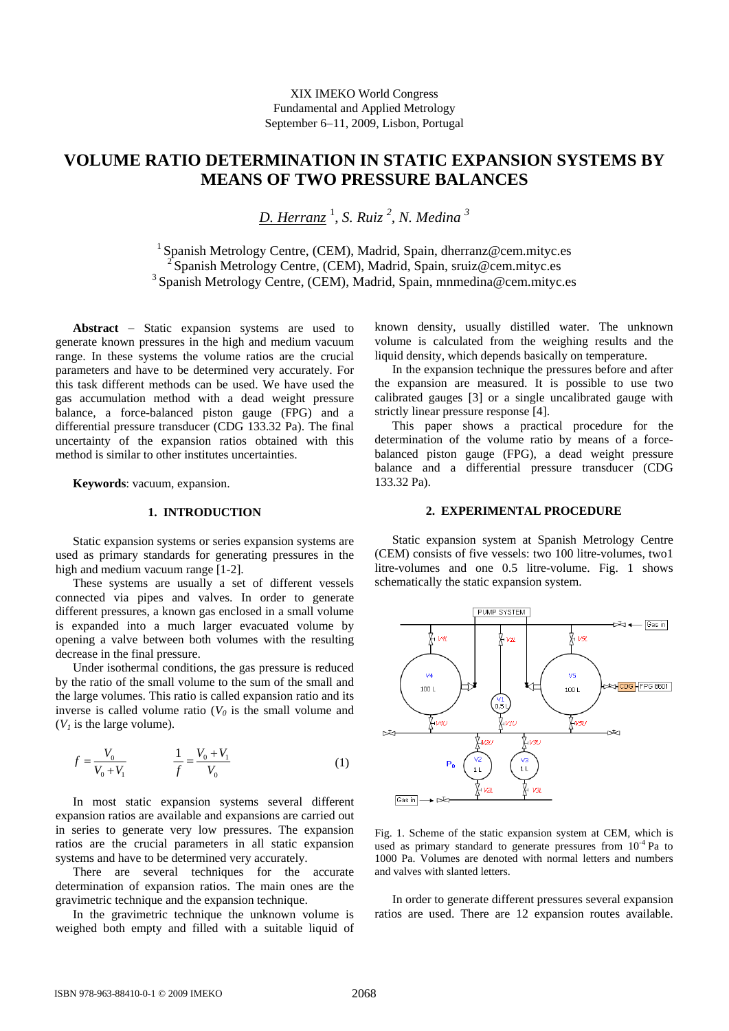XIX IMEKO World Congress
Fundamental and Applied Metrology
September 6–11, 2009, Lisbon, Portugal

# VOLUME RATIO DETERMINATION IN STATIC EXPANSION SYSTEMS BY MEANS OF TWO PRESSURE BALANCES

*D. Herranz* [1], *S. Ruiz* [2], *N. Medina* [3]

[1] Spanish Metrology Centre, (CEM), Madrid, Spain, dherranz@cem.mityc.es
[2] Spanish Metrology Centre, (CEM), Madrid, Spain, sruiz@cem.mityc.es
[3] Spanish Metrology Centre, (CEM), Madrid, Spain, mnmedina@cem.mityc.es

**Abstract** – Static expansion systems are used to generate known pressures in the high and medium vacuum range. In these systems the volume ratios are the crucial parameters and have to be determined very accurately. For this task different methods can be used. We have used the gas accumulation method with a dead weight pressure balance, a force-balanced piston gauge (FPG) and a differential pressure transducer (CDG 133.32 Pa). The final uncertainty of the expansion ratios obtained with this method is similar to other institutes uncertainties.

**Keywords**: vacuum, expansion.

## 1. INTRODUCTION

Static expansion systems or series expansion systems are used as primary standards for generating pressures in the high and medium vacuum range [1-2].

These systems are usually a set of different vessels connected via pipes and valves. In order to generate different pressures, a known gas enclosed in a small volume is expanded into a much larger evacuated volume by opening a valve between both volumes with the resulting decrease in the final pressure.

Under isothermal conditions, the gas pressure is reduced by the ratio of the small volume to the sum of the small and the large volumes. This ratio is called expansion ratio and its inverse is called volume ratio ($V_0$ is the small volume and ($V_1$ is the large volume).

$$f = \frac{V_0}{V_0 + V_1} \qquad \frac{1}{f} = \frac{V_0 + V_1}{V_0} \tag{1}$$

In most static expansion systems several different expansion ratios are available and expansions are carried out in series to generate very low pressures. The expansion ratios are the crucial parameters in all static expansion systems and have to be determined very accurately.

There are several techniques for the accurate determination of expansion ratios. The main ones are the gravimetric technique and the expansion technique.

In the gravimetric technique the unknown volume is weighed both empty and filled with a suitable liquid of known density, usually distilled water. The unknown volume is calculated from the weighing results and the liquid density, which depends basically on temperature.

In the expansion technique the pressures before and after the expansion are measured. It is possible to use two calibrated gauges [3] or a single uncalibrated gauge with strictly linear pressure response [4].

This paper shows a practical procedure for the determination of the volume ratio by means of a force-balanced piston gauge (FPG), a dead weight pressure balance and a differential pressure transducer (CDG 133.32 Pa).

## 2. EXPERIMENTAL PROCEDURE

Static expansion system at Spanish Metrology Centre (CEM) consists of five vessels: two 100 litre-volumes, two1 litre-volumes and one 0.5 litre-volume. Fig. 1 shows schematically the static expansion system.

Fig. 1. Scheme of the static expansion system at CEM, which is used as primary standard to generate pressures from $10^{-4}$ Pa to 1000 Pa. Volumes are denoted with normal letters and numbers and valves with slanted letters.

In order to generate different pressures several expansion ratios are used. There are 12 expansion routes available.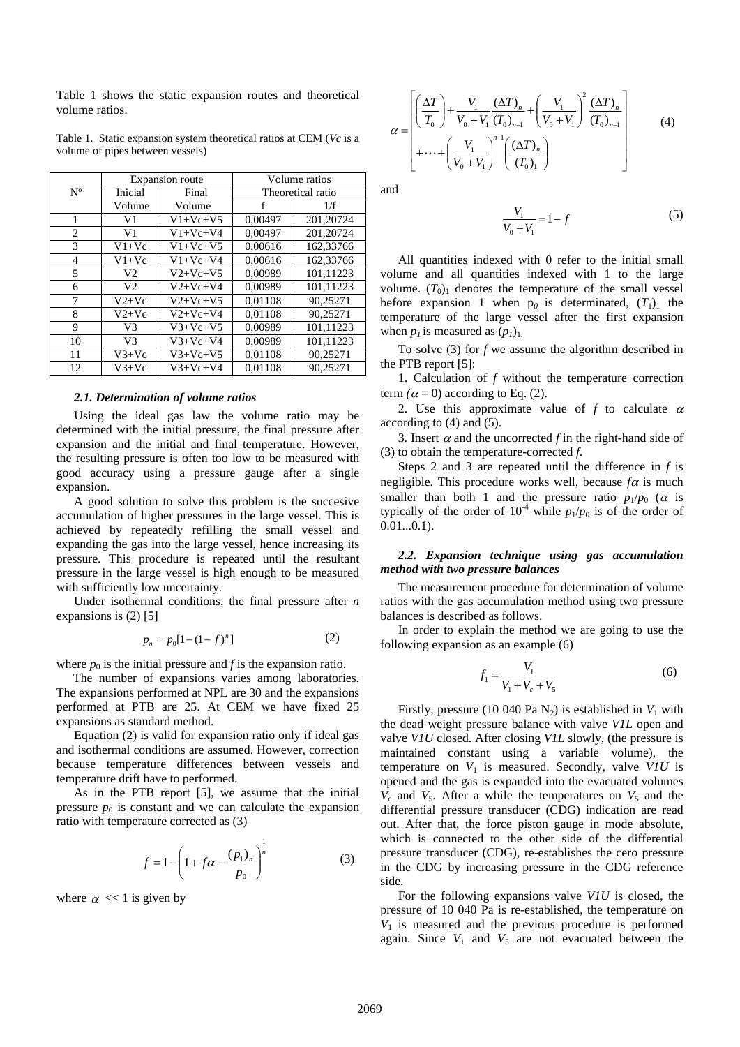Table 1 shows the static expansion routes and theoretical volume ratios.

Table 1. Static expansion system theoretical ratios at CEM (*Vc* is a volume of pipes between vessels)

| Nº | Expansion route | | Volume ratios | |
|---|---|---|---|---|
| | Inicial | Final | Theoretical ratio | |
| | Volume | Volume | f | 1/f |
| 1 | V1 | V1+Vc+V5 | 0,00497 | 201,20724 |
| 2 | V1 | V1+Vc+V4 | 0,00497 | 201,20724 |
| 3 | V1+Vc | V1+Vc+V5 | 0,00616 | 162,33766 |
| 4 | V1+Vc | V1+Vc+V4 | 0,00616 | 162,33766 |
| 5 | V2 | V2+Vc+V5 | 0,00989 | 101,11223 |
| 6 | V2 | V2+Vc+V4 | 0,00989 | 101,11223 |
| 7 | V2+Vc | V2+Vc+V5 | 0,01108 | 90,25271 |
| 8 | V2+Vc | V2+Vc+V4 | 0,01108 | 90,25271 |
| 9 | V3 | V3+Vc+V5 | 0,00989 | 101,11223 |
| 10 | V3 | V3+Vc+V4 | 0,00989 | 101,11223 |
| 11 | V3+Vc | V3+Vc+V5 | 0,01108 | 90,25271 |
| 12 | V3+Vc | V3+Vc+V4 | 0,01108 | 90,25271 |

### *2.1. Determination of volume ratios*

Using the ideal gas law the volume ratio may be determined with the initial pressure, the final pressure after expansion and the initial and final temperature. However, the resulting pressure is often too low to be measured with good accuracy using a pressure gauge after a single expansion.

A good solution to solve this problem is the succesive accumulation of higher pressures in the large vessel. This is achieved by repeatedly refilling the small vessel and expanding the gas into the large vessel, hence increasing its pressure. This procedure is repeated until the resultant pressure in the large vessel is high enough to be measured with sufficiently low uncertainty.

Under isothermal conditions, the final pressure after $n$ expansions is (2) [5]

$$p_n = p_0[1-(1-f)^n] \tag{2}$$

where $p_0$ is the initial pressure and $f$ is the expansion ratio.

The number of expansions varies among laboratories. The expansions performed at NPL are 30 and the expansions performed at PTB are 25. At CEM we have fixed 25 expansions as standard method.

Equation (2) is valid for expansion ratio only if ideal gas and isothermal conditions are assumed. However, correction because temperature differences between vessels and temperature drift have to performed.

As in the PTB report [5], we assume that the initial pressure $p_0$ is constant and we can calculate the expansion ratio with temperature corrected as (3)

$$f = 1-\left(1+f\alpha-\frac{(p_1)_n}{p_0}\right)^{\frac{1}{n}} \tag{3}$$

where $\alpha \ll 1$ is given by

$$\alpha = \left[\begin{array}{l}\left(\dfrac{\Delta T}{T_0}\right)+\dfrac{V_1}{V_0+V_1}\dfrac{(\Delta T)_n}{(T_0)_{n-1}}+\left(\dfrac{V_1}{V_0+V_1}\right)^2\dfrac{(\Delta T)_n}{(T_0)_{n-1}} \\ +\cdots+\left(\dfrac{V_1}{V_0+V_1}\right)^{n-1}\left(\dfrac{(\Delta T)_n}{(T_0)_1}\right)\end{array}\right] \tag{4}$$

and

$$\frac{V_1}{V_0+V_1} = 1-f \tag{5}$$

All quantities indexed with 0 refer to the initial small volume and all quantities indexed with 1 to the large volume. $(T_0)_1$ denotes the temperature of the small vessel before expansion 1 when $p_0$ is determinated, $(T_1)_1$ the temperature of the large vessel after the first expansion when $p_1$ is measured as $(p_1)_1$.

To solve (3) for $f$ we assume the algorithm described in the PTB report [5]:

1. Calculation of $f$ without the temperature correction term ($\alpha = 0$) according to Eq. (2).

2. Use this approximate value of $f$ to calculate $\alpha$ according to (4) and (5).

3. Insert $\alpha$ and the uncorrected $f$ in the right-hand side of (3) to obtain the temperature-corrected $f$.

Steps 2 and 3 are repeated until the difference in $f$ is negligible. This procedure works well, because $f\alpha$ is much smaller than both 1 and the pressure ratio $p_1/p_0$ ($\alpha$ is typically of the order of $10^{-4}$ while $p_1/p_0$ is of the order of 0.01...0.1).

### *2.2. Expansion technique using gas accumulation method with two pressure balances*

The measurement procedure for determination of volume ratios with the gas accumulation method using two pressure balances is described as follows.

In order to explain the method we are going to use the following expansion as an example (6)

$$f_1 = \frac{V_1}{V_1+V_c+V_5} \tag{6}$$

Firstly, pressure (10 040 Pa $N_2$) is established in $V_1$ with the dead weight pressure balance with valve *V1L* open and valve *V1U* closed. After closing *V1L* slowly, (the pressure is maintained constant using a variable volume), the temperature on $V_1$ is measured. Secondly, valve *V1U* is opened and the gas is expanded into the evacuated volumes $V_c$ and $V_5$. After a while the temperatures on $V_5$ and the differential pressure transducer (CDG) indication are read out. After that, the force piston gauge in mode absolute, which is connected to the other side of the differential pressure transducer (CDG), re-establishes the cero pressure in the CDG by increasing pressure in the CDG reference side.

For the following expansions valve *V1U* is closed, the pressure of 10 040 Pa is re-established, the temperature on $V_1$ is measured and the previous procedure is performed again. Since $V_1$ and $V_5$ are not evacuated between the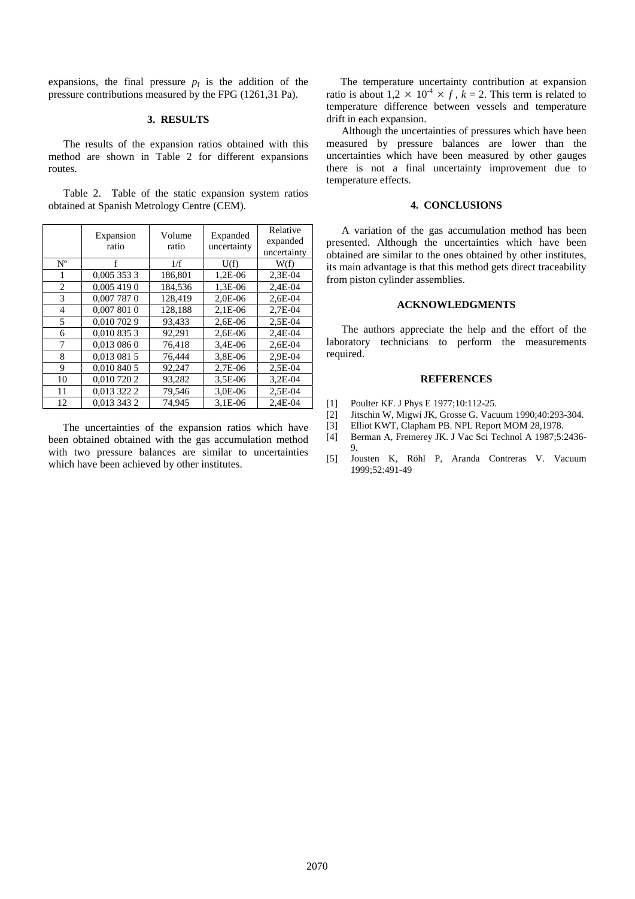expansions, the final pressure $p_f$ is the addition of the pressure contributions measured by the FPG (1261,31 Pa).

## 3. RESULTS

The results of the expansion ratios obtained with this method are shown in Table 2 for different expansions routes.

Table 2. Table of the static expansion system ratios obtained at Spanish Metrology Centre (CEM).

| | Expansion ratio | Volume ratio | Expanded uncertainty | Relative expanded uncertainty |
|---|---|---|---|---|
| Nº | f | 1/f | U(f) | W(f) |
| 1 | 0,005 353 3 | 186,801 | 1,2E-06 | 2,3E-04 |
| 2 | 0,005 419 0 | 184,536 | 1,3E-06 | 2,4E-04 |
| 3 | 0,007 787 0 | 128,419 | 2,0E-06 | 2,6E-04 |
| 4 | 0,007 801 0 | 128,188 | 2,1E-06 | 2,7E-04 |
| 5 | 0,010 702 9 | 93,433 | 2,6E-06 | 2,5E-04 |
| 6 | 0,010 835 3 | 92,291 | 2,6E-06 | 2,4E-04 |
| 7 | 0,013 086 0 | 76,418 | 3,4E-06 | 2,6E-04 |
| 8 | 0,013 081 5 | 76,444 | 3,8E-06 | 2,9E-04 |
| 9 | 0,010 840 5 | 92,247 | 2,7E-06 | 2,5E-04 |
| 10 | 0,010 720 2 | 93,282 | 3,5E-06 | 3,2E-04 |
| 11 | 0,013 322 2 | 79,546 | 3,0E-06 | 2,5E-04 |
| 12 | 0,013 343 2 | 74,945 | 3,1E-06 | 2,4E-04 |

The uncertainties of the expansion ratios which have been obtained obtained with the gas accumulation method with two pressure balances are similar to uncertainties which have been achieved by other institutes.

The temperature uncertainty contribution at expansion ratio is about $1,2 \times 10^{-4} \times f$, $k = 2$. This term is related to temperature difference between vessels and temperature drift in each expansion.

Although the uncertainties of pressures which have been measured by pressure balances are lower than the uncertainties which have been measured by other gauges there is not a final uncertainty improvement due to temperature effects.

## 4. CONCLUSIONS

A variation of the gas accumulation method has been presented. Although the uncertainties which have been obtained are similar to the ones obtained by other institutes, its main advantage is that this method gets direct traceability from piston cylinder assemblies.

## ACKNOWLEDGMENTS

The authors appreciate the help and the effort of the laboratory technicians to perform the measurements required.

## REFERENCES

[1] Poulter KF. J Phys E 1977;10:112-25.

[2] Jitschin W, Migwi JK, Grosse G. Vacuum 1990;40:293-304.

[3] Elliot KWT, Clapham PB. NPL Report MOM 28,1978.

[4] Berman A, Fremerey JK. J Vac Sci Technol A 1987;5:2436-9.

[5] Jousten K, Röhl P, Aranda Contreras V. Vacuum 1999;52:491-49